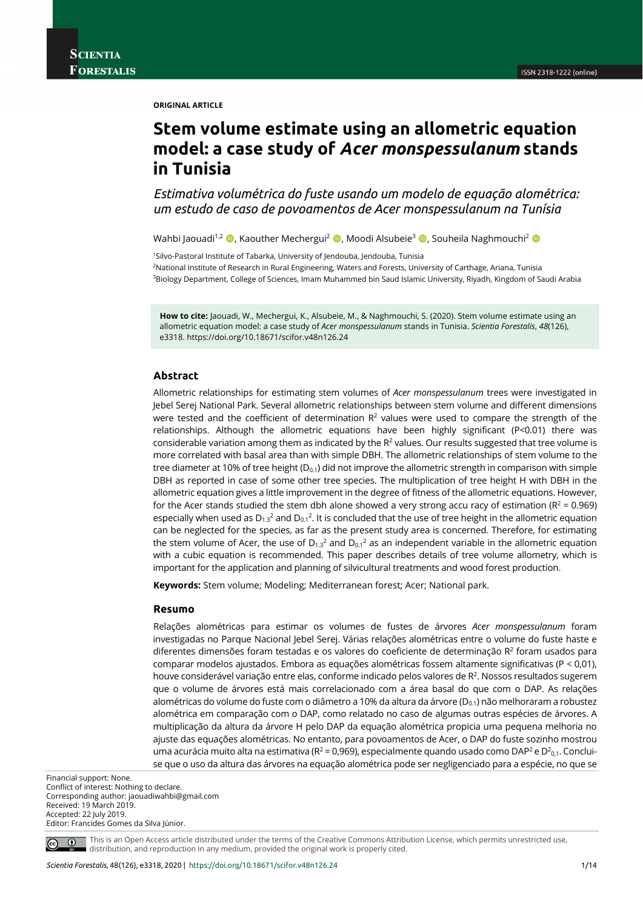ORIGINAL ARTICLE

# Stem volume estimate using an allometric equation model: a case study of *Acer monspessulanum* stands in Tunisia

*Estimativa volumétrica do fuste usando um modelo de equação alométrica: um estudo de caso de povoamentos de Acer monspessulanum na Tunísia*

Wahbi Jaouadi[1,2], Kaouther Mechergui[2], Moodi Alsubeie[3], Souheila Naghmouchi[2]

[1]Silvo-Pastoral Institute of Tabarka, University of Jendouba, Jendouba, Tunisia
[2]National Institute of Research in Rural Engineering, Waters and Forests, University of Carthage, Ariana, Tunisia
[3]Biology Department, College of Sciences, Imam Muhammed bin Saud Islamic University, Riyadh, Kingdom of Saudi Arabia

**How to cite:** Jaouadi, W., Mechergui, K., Alsubeie, M., & Naghmouchi, S. (2020). Stem volume estimate using an allometric equation model: a case study of *Acer monspessulanum* stands in Tunisia. *Scientia Forestalis*, *48*(126), e3318. https://doi.org/10.18671/scifor.v48n126.24

## Abstract

Allometric relationships for estimating stem volumes of *Acer monspessulanum* trees were investigated in Jebel Serej National Park. Several allometric relationships between stem volume and different dimensions were tested and the coefficient of determination $R^2$ values were used to compare the strength of the relationships. Although the allometric equations have been highly significant ($P<0.01$) there was considerable variation among them as indicated by the $R^2$ values. Our results suggested that tree volume is more correlated with basal area than with simple DBH. The allometric relationships of stem volume to the tree diameter at 10% of tree height ($D_{0.1}$) did not improve the allometric strength in comparison with simple DBH as reported in case of some other tree species. The multiplication of tree height H with DBH in the allometric equation gives a little improvement in the degree of fitness of the allometric equations. However, for the Acer stands studied the stem dbh alone showed a very strong accu racy of estimation ($R^2 = 0.969$) especially when used as $D_{1.3}^2$ and $D_{0.1}^2$. It is concluded that the use of tree height in the allometric equation can be neglected for the species, as far as the present study area is concerned. Therefore, for estimating the stem volume of Acer, the use of $D_{1.3}^2$ and $D_{0.1}^2$ as an independent variable in the allometric equation with a cubic equation is recommended. This paper describes details of tree volume allometry, which is important for the application and planning of silvicultural treatments and wood forest production.

**Keywords:** Stem volume; Modeling; Mediterranean forest; Acer; National park.

### Resumo

Relações alométricas para estimar os volumes de fustes de árvores *Acer monspessulanum* foram investigadas no Parque Nacional Jebel Serej. Várias relações alométricas entre o volume do fuste haste e diferentes dimensões ajustados foram testadas e os valores do coeficiente de determinação $R^2$ foram usados para comparar modelos ajustados. Embora as equações alométricas fossem altamente significativas ($P < 0,01$), houve considerável variação entre elas, conforme indicado pelos valores de $R^2$. Nossos resultados sugerem que o volume de árvores está mais correlacionado com a área basal do que com o DAP. As relações alométricas do volume do fuste com o diâmetro a 10% da altura da árvore ($D_{0.1}$) não melhoraram a robustez alométrica em comparação com o DAP, como relatado no caso de algumas outras espécies de árvores. A multiplicação da altura da árvore H pelo DAP da equação alométrica propicia uma pequena melhoria no ajuste das equações alométricas. No entanto, para povoamentos de Acer, o DAP do fuste sozinho mostrou uma acurácia muito alta na estimativa ($R^2 = 0,969$), especialmente quando usado como $DAP^2$ e $D^2_{0,1}$. Conclui-se que o uso da altura das árvores na equação alométrica pode ser negligenciado para a espécie, no que se

Financial support: None.
Conflict of interest: Nothing to declare.
Corresponding author: jaouadiwahbi@gmail.com
Received: 19 March 2019.
Accepted: 22 July 2019.
Editor: Francides Gomes da Silva Júnior.

This is an Open Access article distributed under the terms of the Creative Commons Attribution License, which permits unrestricted use, distribution, and reproduction in any medium, provided the original work is properly cited.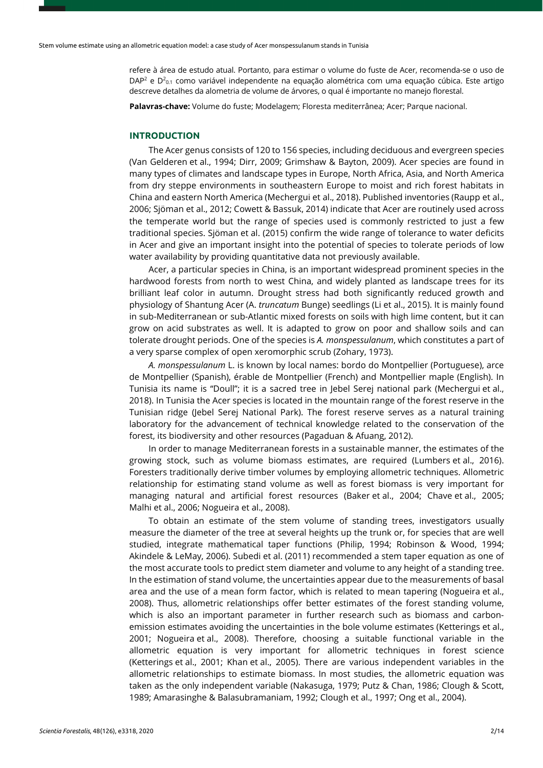refere à área de estudo atual. Portanto, para estimar o volume do fuste de Acer, recomenda-se o uso de DAP$^2$ e $D^2_{0.1}$ como variável independente na equação alométrica com uma equação cúbica. Este artigo descreve detalhes da alometria de volume de árvores, o qual é importante no manejo florestal.

**Palavras-chave:** Volume do fuste; Modelagem; Floresta mediterrânea; Acer; Parque nacional.

## INTRODUCTION

The Acer genus consists of 120 to 156 species, including deciduous and evergreen species (Van Gelderen et al., 1994; Dirr, 2009; Grimshaw & Bayton, 2009). Acer species are found in many types of climates and landscape types in Europe, North Africa, Asia, and North America from dry steppe environments in southeastern Europe to moist and rich forest habitats in China and eastern North America (Mechergui et al., 2018). Published inventories (Raupp et al., 2006; Sjöman et al., 2012; Cowett & Bassuk, 2014) indicate that Acer are routinely used across the temperate world but the range of species used is commonly restricted to just a few traditional species. Sjöman et al. (2015) confirm the wide range of tolerance to water deficits in Acer and give an important insight into the potential of species to tolerate periods of low water availability by providing quantitative data not previously available.

Acer, a particular species in China, is an important widespread prominent species in the hardwood forests from north to west China, and widely planted as landscape trees for its brilliant leaf color in autumn. Drought stress had both significantly reduced growth and physiology of Shantung Acer (A. *truncatum* Bunge) seedlings (Li et al., 2015). It is mainly found in sub-Mediterranean or sub-Atlantic mixed forests on soils with high lime content, but it can grow on acid substrates as well. It is adapted to grow on poor and shallow soils and can tolerate drought periods. One of the species is *A. monspessulanum*, which constitutes a part of a very sparse complex of open xeromorphic scrub (Zohary, 1973).

*A. monspessulanum* L. is known by local names: bordo do Montpellier (Portuguese), arce de Montpellier (Spanish), érable de Montpellier (French) and Montpellier maple (English). In Tunisia its name is "Doull"; it is a sacred tree in Jebel Serej national park (Mechergui et al., 2018). In Tunisia the Acer species is located in the mountain range of the forest reserve in the Tunisian ridge (Jebel Serej National Park). The forest reserve serves as a natural training laboratory for the advancement of technical knowledge related to the conservation of the forest, its biodiversity and other resources (Pagaduan & Afuang, 2012).

In order to manage Mediterranean forests in a sustainable manner, the estimates of the growing stock, such as volume biomass estimates, are required (Lumbers et al., 2016). Foresters traditionally derive timber volumes by employing allometric techniques. Allometric relationship for estimating stand volume as well as forest biomass is very important for managing natural and artificial forest resources (Baker et al., 2004; Chave et al., 2005; Malhi et al., 2006; Nogueira et al., 2008).

To obtain an estimate of the stem volume of standing trees, investigators usually measure the diameter of the tree at several heights up the trunk or, for species that are well studied, integrate mathematical taper functions (Philip, 1994; Robinson & Wood, 1994; Akindele & LeMay, 2006). Subedi et al. (2011) recommended a stem taper equation as one of the most accurate tools to predict stem diameter and volume to any height of a standing tree. In the estimation of stand volume, the uncertainties appear due to the measurements of basal area and the use of a mean form factor, which is related to mean tapering (Nogueira et al., 2008). Thus, allometric relationships offer better estimates of the forest standing volume, which is also an important parameter in further research such as biomass and carbon-emission estimates avoiding the uncertainties in the bole volume estimates (Ketterings et al., 2001; Nogueira et al., 2008). Therefore, choosing a suitable functional variable in the allometric equation is very important for allometric techniques in forest science (Ketterings et al., 2001; Khan et al., 2005). There are various independent variables in the allometric relationships to estimate biomass. In most studies, the allometric equation was taken as the only independent variable (Nakasuga, 1979; Putz & Chan, 1986; Clough & Scott, 1989; Amarasinghe & Balasubramaniam, 1992; Clough et al., 1997; Ong et al., 2004).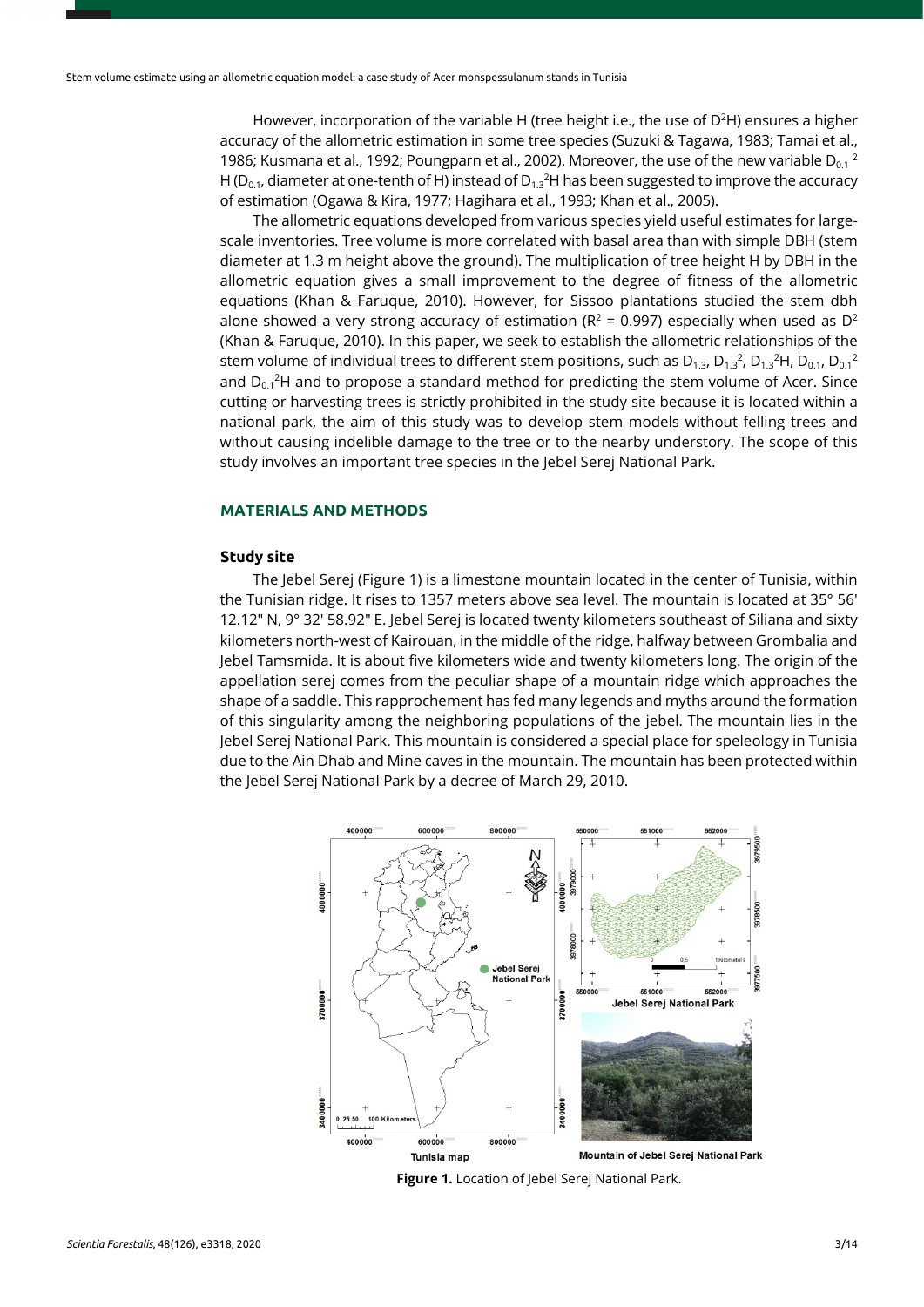However, incorporation of the variable H (tree height i.e., the use of $D^2H$) ensures a higher accuracy of the allometric estimation in some tree species (Suzuki & Tagawa, 1983; Tamai et al., 1986; Kusmana et al., 1992; Poungparn et al., 2002). Moreover, the use of the new variable $D_{0.1}{}^2$ H ($D_{0.1}$, diameter at one-tenth of H) instead of $D_{1.3}{}^2H$ has been suggested to improve the accuracy of estimation (Ogawa & Kira, 1977; Hagihara et al., 1993; Khan et al., 2005).

The allometric equations developed from various species yield useful estimates for large-scale inventories. Tree volume is more correlated with basal area than with simple DBH (stem diameter at 1.3 m height above the ground). The multiplication of tree height H by DBH in the allometric equation gives a small improvement to the degree of fitness of the allometric equations (Khan & Faruque, 2010). However, for Sissoo plantations studied the stem dbh alone showed a very strong accuracy of estimation ($R^2 = 0.997$) especially when used as $D^2$ (Khan & Faruque, 2010). In this paper, we seek to establish the allometric relationships of the stem volume of individual trees to different stem positions, such as $D_{1.3}$, $D_{1.3}{}^2$, $D_{1.3}{}^2H$, $D_{0.1}$, $D_{0.1}{}^2$ and $D_{0.1}{}^2H$ and to propose a standard method for predicting the stem volume of Acer. Since cutting or harvesting trees is strictly prohibited in the study site because it is located within a national park, the aim of this study was to develop stem models without felling trees and without causing indelible damage to the tree or to the nearby understory. The scope of this study involves an important tree species in the Jebel Serej National Park.

## MATERIALS AND METHODS

### Study site

The Jebel Serej (Figure 1) is a limestone mountain located in the center of Tunisia, within the Tunisian ridge. It rises to 1357 meters above sea level. The mountain is located at 35° 56' 12.12" N, 9° 32' 58.92" E. Jebel Serej is located twenty kilometers southeast of Siliana and sixty kilometers north-west of Kairouan, in the middle of the ridge, halfway between Grombalia and Jebel Tamsmida. It is about five kilometers wide and twenty kilometers long. The origin of the appellation serej comes from the peculiar shape of a mountain ridge which approaches the shape of a saddle. This rapprochement has fed many legends and myths around the formation of this singularity among the neighboring populations of the jebel. The mountain lies in the Jebel Serej National Park. This mountain is considered a special place for speleology in Tunisia due to the Ain Dhab and Mine caves in the mountain. The mountain has been protected within the Jebel Serej National Park by a decree of March 29, 2010.

**Figure 1.** Location of Jebel Serej National Park.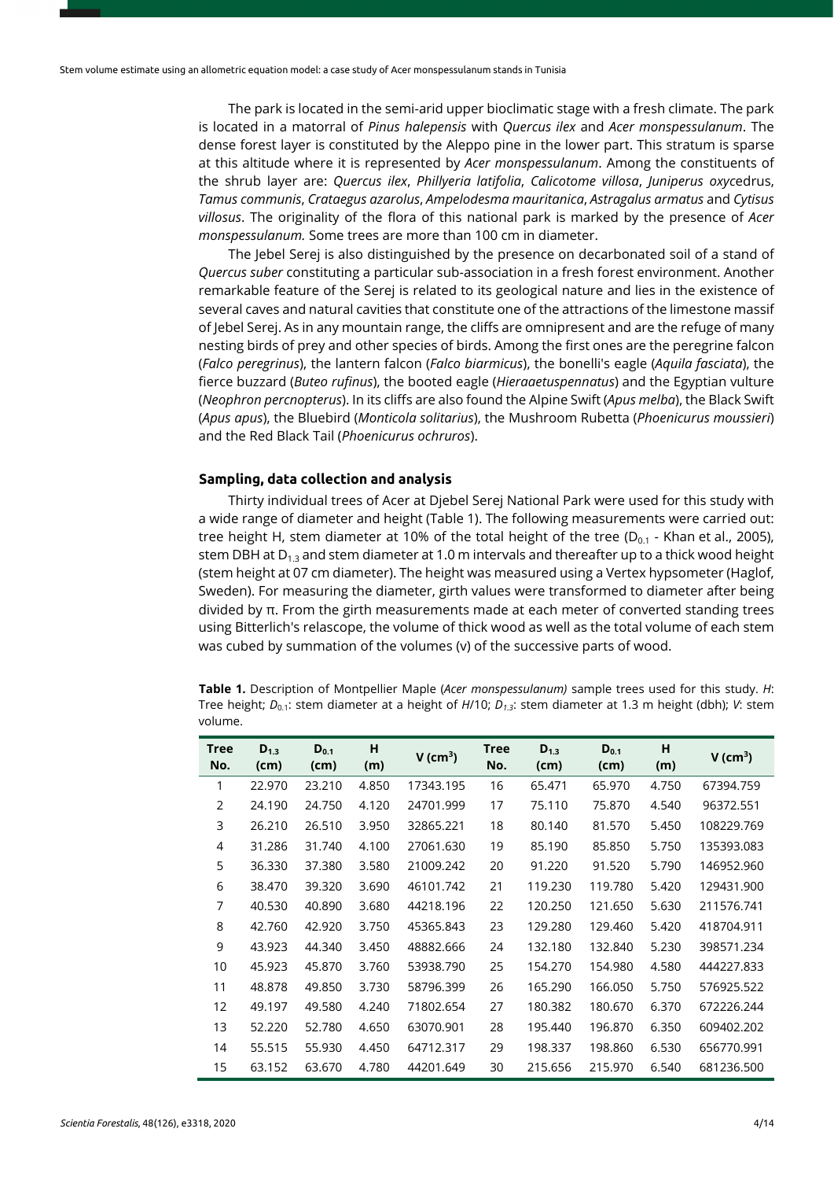The park is located in the semi-arid upper bioclimatic stage with a fresh climate. The park is located in a matorral of *Pinus halepensis* with *Quercus ilex* and *Acer monspessulanum*. The dense forest layer is constituted by the Aleppo pine in the lower part. This stratum is sparse at this altitude where it is represented by *Acer monspessulanum*. Among the constituents of the shrub layer are: *Quercus ilex*, *Phillyeria latifolia*, *Calicotome villosa*, *Juniperus oxyc*edrus, *Tamus communis*, *Crataegus azarolus*, *Ampelodesma mauritanica*, *Astragalus armatus* and *Cytisus villosus*. The originality of the flora of this national park is marked by the presence of *Acer monspessulanum.* Some trees are more than 100 cm in diameter.

The Jebel Serej is also distinguished by the presence on decarbonated soil of a stand of *Quercus suber* constituting a particular sub-association in a fresh forest environment. Another remarkable feature of the Serej is related to its geological nature and lies in the existence of several caves and natural cavities that constitute one of the attractions of the limestone massif of Jebel Serej. As in any mountain range, the cliffs are omnipresent and are the refuge of many nesting birds of prey and other species of birds. Among the first ones are the peregrine falcon (*Falco peregrinus*), the lantern falcon (*Falco biarmicus*), the bonelli's eagle (*Aquila fasciata*), the fierce buzzard (*Buteo rufinus*), the booted eagle (*Hieraaetuspennatus*) and the Egyptian vulture (*Neophron percnopterus*). In its cliffs are also found the Alpine Swift (*Apus melba*), the Black Swift (*Apus apus*), the Bluebird (*Monticola solitarius*), the Mushroom Rubetta (*Phoenicurus moussieri*) and the Red Black Tail (*Phoenicurus ochruros*).

### Sampling, data collection and analysis

Thirty individual trees of Acer at Djebel Serej National Park were used for this study with a wide range of diameter and height (Table 1). The following measurements were carried out: tree height H, stem diameter at 10% of the total height of the tree ($D_{0.1}$ - Khan et al., 2005), stem DBH at $D_{1.3}$ and stem diameter at 1.0 m intervals and thereafter up to a thick wood height (stem height at 07 cm diameter). The height was measured using a Vertex hypsometer (Haglof, Sweden). For measuring the diameter, girth values were transformed to diameter after being divided by π. From the girth measurements made at each meter of converted standing trees using Bitterlich's relascope, the volume of thick wood as well as the total volume of each stem was cubed by summation of the volumes (v) of the successive parts of wood.

**Table 1.** Description of Montpellier Maple (*Acer monspessulanum)* sample trees used for this study. *H*: Tree height; $D_{0.1}$: stem diameter at a height of *H*/10; $D_{1.3}$: stem diameter at 1.3 m height (dbh); *V*: stem volume.

| Tree No. | $D_{1.3}$ (cm) | $D_{0.1}$ (cm) | H (m) | V ($cm^3$) | Tree No. | $D_{1.3}$ (cm) | $D_{0.1}$ (cm) | H (m) | V ($cm^3$) |
|---|---|---|---|---|---|---|---|---|---|
| 1 | 22.970 | 23.210 | 4.850 | 17343.195 | 16 | 65.471 | 65.970 | 4.750 | 67394.759 |
| 2 | 24.190 | 24.750 | 4.120 | 24701.999 | 17 | 75.110 | 75.870 | 4.540 | 96372.551 |
| 3 | 26.210 | 26.510 | 3.950 | 32865.221 | 18 | 80.140 | 81.570 | 5.450 | 108229.769 |
| 4 | 31.286 | 31.740 | 4.100 | 27061.630 | 19 | 85.190 | 85.850 | 5.750 | 135393.083 |
| 5 | 36.330 | 37.380 | 3.580 | 21009.242 | 20 | 91.220 | 91.520 | 5.790 | 146952.960 |
| 6 | 38.470 | 39.320 | 3.690 | 46101.742 | 21 | 119.230 | 119.780 | 5.420 | 129431.900 |
| 7 | 40.530 | 40.890 | 3.680 | 44218.196 | 22 | 120.250 | 121.650 | 5.630 | 211576.741 |
| 8 | 42.760 | 42.920 | 3.750 | 45365.843 | 23 | 129.280 | 129.460 | 5.420 | 418704.911 |
| 9 | 43.923 | 44.340 | 3.450 | 48882.666 | 24 | 132.180 | 132.840 | 5.230 | 398571.234 |
| 10 | 45.923 | 45.870 | 3.760 | 53938.790 | 25 | 154.270 | 154.980 | 4.580 | 444227.833 |
| 11 | 48.878 | 49.850 | 3.730 | 58796.399 | 26 | 165.290 | 166.050 | 5.750 | 576925.522 |
| 12 | 49.197 | 49.580 | 4.240 | 71802.654 | 27 | 180.382 | 180.670 | 6.370 | 672226.244 |
| 13 | 52.220 | 52.780 | 4.650 | 63070.901 | 28 | 195.440 | 196.870 | 6.350 | 609402.202 |
| 14 | 55.515 | 55.930 | 4.450 | 64712.317 | 29 | 198.337 | 198.860 | 6.530 | 656770.991 |
| 15 | 63.152 | 63.670 | 4.780 | 44201.649 | 30 | 215.656 | 215.970 | 6.540 | 681236.500 |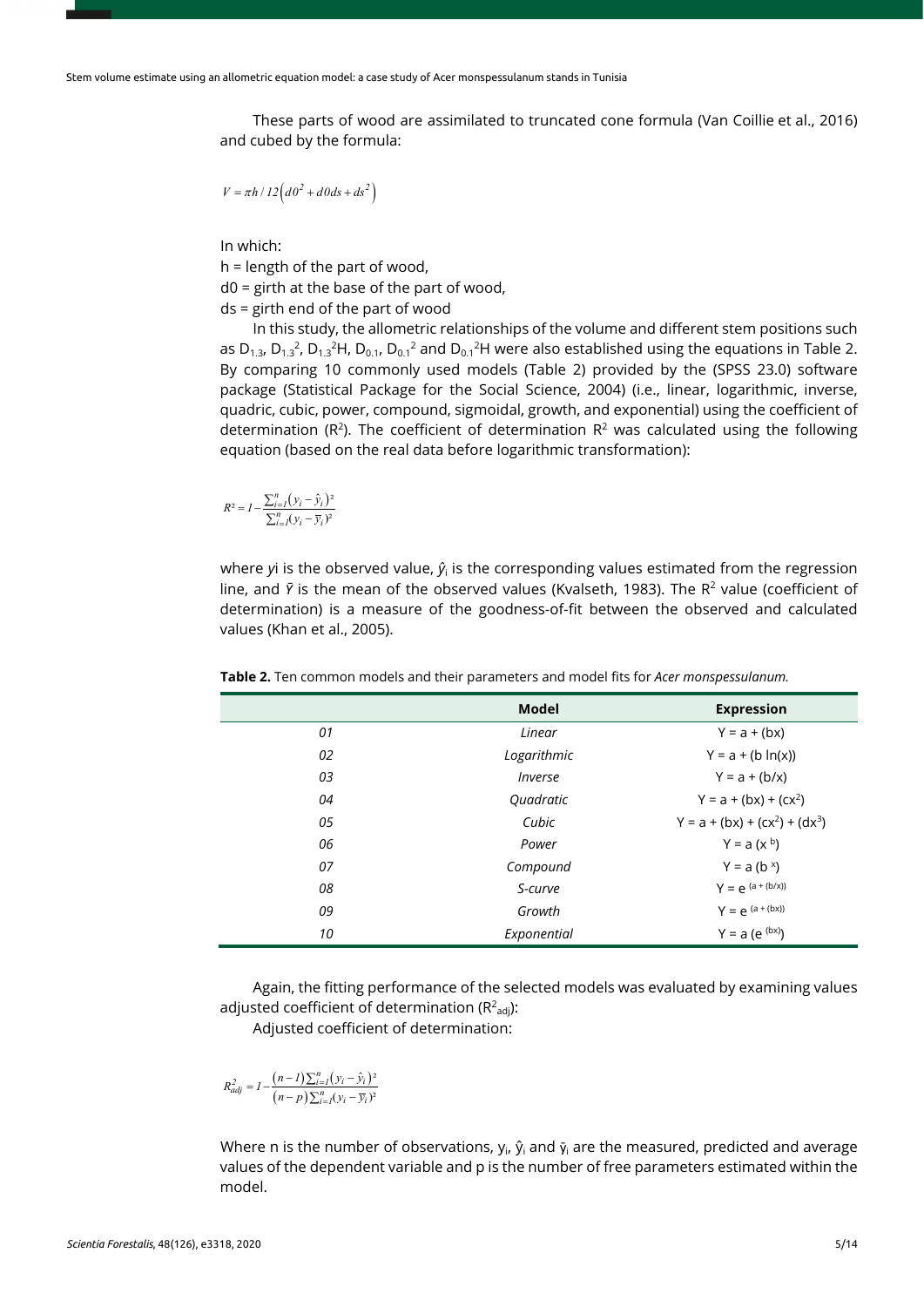These parts of wood are assimilated to truncated cone formula (Van Coillie et al., 2016) and cubed by the formula:

$$V = \pi h / 12\left(d0^2 + d0ds + ds^2\right)$$

In which:

h = length of the part of wood,

d0 = girth at the base of the part of wood,

ds = girth end of the part of wood

In this study, the allometric relationships of the volume and different stem positions such as $D_{1.3}$, $D_{1.3}^2$, $D_{1.3}^2H$, $D_{0.1}$, $D_{0.1}^2$ and $D_{0.1}^2H$ were also established using the equations in Table 2. By comparing 10 commonly used models (Table 2) provided by the (SPSS 23.0) software package (Statistical Package for the Social Science, 2004) (i.e., linear, logarithmic, inverse, quadric, cubic, power, compound, sigmoidal, growth, and exponential) using the coefficient of determination ($R^2$). The coefficient of determination $R^2$ was calculated using the following equation (based on the real data before logarithmic transformation):

$$R^2 = 1 - \frac{\sum_{i=1}^{n}\left(y_i - \hat{y}_i\right)^2}{\sum_{i=1}^{n}(y_i - \overline{y}_i)^2}$$

where $y_i$ is the observed value, $\hat{y}_i$ is the corresponding values estimated from the regression line, and $\bar{Y}$ is the mean of the observed values (Kvalseth, 1983). The $R^2$ value (coefficient of determination) is a measure of the goodness-of-fit between the observed and calculated values (Khan et al., 2005).

**Table 2.** Ten common models and their parameters and model fits for *Acer monspessulanum.*

| | Model | Expression |
|---|---|---|
| *01* | *Linear* | $Y = a + (bx)$ |
| *02* | *Logarithmic* | $Y = a + (b \ln(x))$ |
| *03* | *Inverse* | $Y = a + (b/x)$ |
| *04* | *Quadratic* | $Y = a + (bx) + (cx^2)$ |
| *05* | *Cubic* | $Y = a + (bx) + (cx^2) + (dx^3)$ |
| *06* | *Power* | $Y = a (x^{b})$ |
| *07* | *Compound* | $Y = a (b^{x})$ |
| *08* | *S-curve* | $Y = e^{(a + (b/x))}$ |
| *09* | *Growth* | $Y = e^{(a + (bx))}$ |
| *10* | *Exponential* | $Y = a (e^{(bx)})$ |

Again, the fitting performance of the selected models was evaluated by examining values adjusted coefficient of determination ($R^2_{adj}$):

Adjusted coefficient of determination:

$$R^2_{adj} = 1 - \frac{(n-1)\sum_{i=1}^{n}\left(y_i - \hat{y}_i\right)^2}{(n-p)\sum_{i=1}^{n}(y_i - \overline{y}_i)^2}$$

Where n is the number of observations, $y_i$, $\hat{y}_i$ and $\bar{y}_i$ are the measured, predicted and average values of the dependent variable and p is the number of free parameters estimated within the model.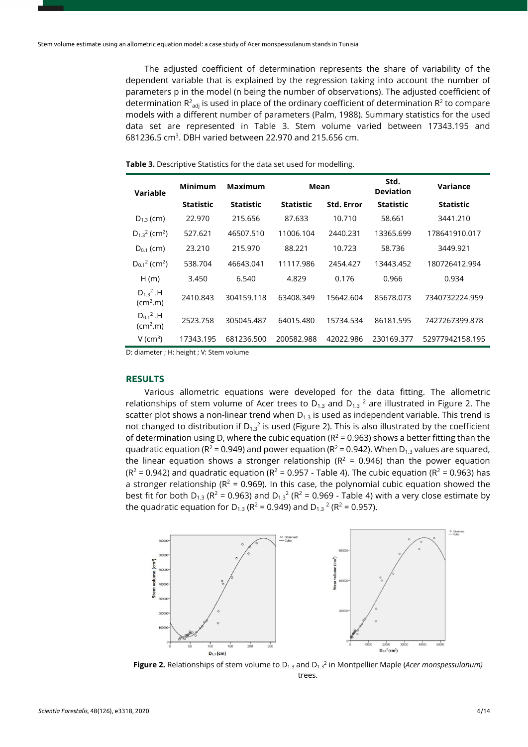The adjusted coefficient of determination represents the share of variability of the dependent variable that is explained by the regression taking into account the number of parameters p in the model (n being the number of observations). The adjusted coefficient of determination $R^2_{adj}$ is used in place of the ordinary coefficient of determination $R^2$ to compare models with a different number of parameters (Palm, 1988). Summary statistics for the used data set are represented in Table 3. Stem volume varied between 17343.195 and 681236.5 $cm^3$. DBH varied between 22.970 and 215.656 cm.

**Table 3.** Descriptive Statistics for the data set used for modelling.

| Variable | Minimum | Maximum | Mean | | Std. Deviation | Variance |
|---|---|---|---|---|---|---|
| | Statistic | Statistic | Statistic | Std. Error | Statistic | Statistic |
| $D_{1.3}$ (cm) | 22.970 | 215.656 | 87.633 | 10.710 | 58.661 | 3441.210 |
| $D_{1.3}^2$ ($cm^2$) | 527.621 | 46507.510 | 11006.104 | 2440.231 | 13365.699 | 178641910.017 |
| $D_{0.1}$ (cm) | 23.210 | 215.970 | 88.221 | 10.723 | 58.736 | 3449.921 |
| $D_{0.1}^2$ ($cm^2$) | 538.704 | 46643.041 | 11117.986 | 2454.427 | 13443.452 | 180726412.994 |
| H (m) | 3.450 | 6.540 | 4.829 | 0.176 | 0.966 | 0.934 |
| $D_{1.3}^2.H$ ($cm^2.m$) | 2410.843 | 304159.118 | 63408.349 | 15642.604 | 85678.073 | 7340732224.959 |
| $D_{0.1}^2.H$ ($cm^2.m$) | 2523.758 | 305045.487 | 64015.480 | 15734.534 | 86181.595 | 7427267399.878 |
| V ($cm^3$) | 17343.195 | 681236.500 | 200582.988 | 42022.986 | 230169.377 | 52977942158.195 |

D: diameter ; H: height ; V: Stem volume

## RESULTS

Various allometric equations were developed for the data fitting. The allometric relationships of stem volume of Acer trees to $D_{1.3}$ and $D_{1.3}{}^2$ are illustrated in Figure 2. The scatter plot shows a non-linear trend when $D_{1.3}$ is used as independent variable. This trend is not changed to distribution if $D_{1.3}^2$ is used (Figure 2). This is also illustrated by the coefficient of determination using D, where the cubic equation ($R^2 = 0.963$) shows a better fitting than the quadratic equation ($R^2 = 0.949$) and power equation ($R^2 = 0.942$). When $D_{1.3}$ values are squared, the linear equation shows a stronger relationship ($R^2 = 0.946$) than the power equation ($R^2 = 0.942$) and quadratic equation ($R^2 = 0.957$ - Table 4). The cubic equation ($R^2 = 0.963$) has a stronger relationship ($R^2 = 0.969$). In this case, the polynomial cubic equation showed the best fit for both $D_{1.3}$ ($R^2 = 0.963$) and $D_{1.3}^2$ ($R^2 = 0.969$ - Table 4) with a very close estimate by the quadratic equation for $D_{1.3}$ ($R^2 = 0.949$) and $D_{1.3}{}^2$ ($R^2 = 0.957$).

**Figure 2.** Relationships of stem volume to $D_{1.3}$ and $D_{1.3}^2$ in Montpellier Maple (*Acer monspessulanum)* trees.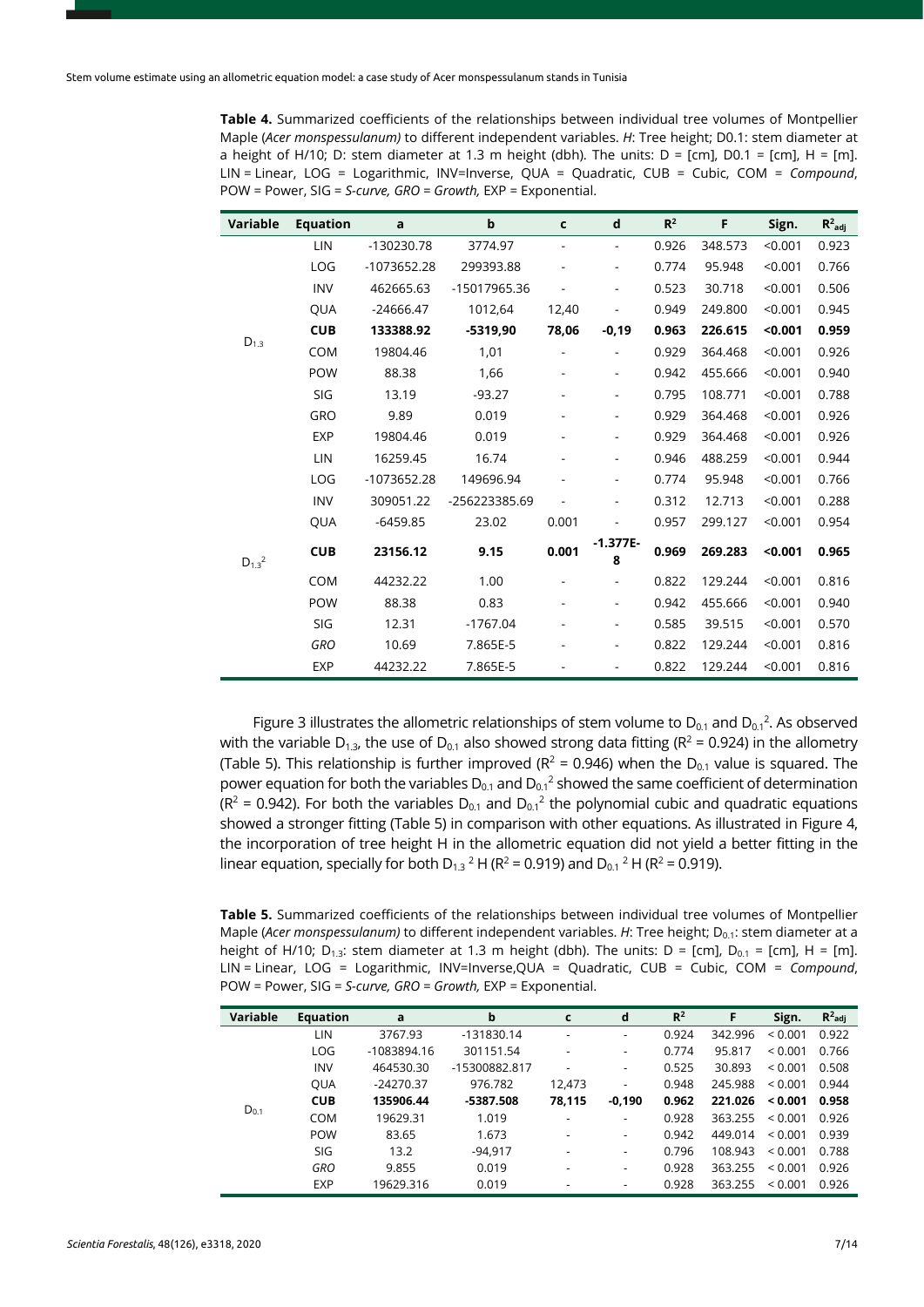**Table 4.** Summarized coefficients of the relationships between individual tree volumes of Montpellier Maple (*Acer monspessulanum)* to different independent variables. *H*: Tree height; D0.1: stem diameter at a height of H/10; D: stem diameter at 1.3 m height (dbh). The units: D = [cm], D0.1 = [cm], H = [m]. LIN = Linear, LOG = Logarithmic, INV=Inverse, QUA = Quadratic, CUB = Cubic, COM = *Compound*, POW = Power, SIG = *S-curve, GRO = Growth,* EXP = Exponential.

| Variable | Equation | a | b | c | d | $R^2$ | F | Sign. | $R^2_{adj}$ |
|---|---|---|---|---|---|---|---|---|---|
| $D_{1.3}$ | LIN | -130230.78 | 3774.97 | - | - | 0.926 | 348.573 | <0.001 | 0.923 |
| | LOG | -1073652.28 | 299393.88 | - | - | 0.774 | 95.948 | <0.001 | 0.766 |
| | INV | 462665.63 | -15017965.36 | - | - | 0.523 | 30.718 | <0.001 | 0.506 |
| | QUA | -24666.47 | 1012,64 | 12,40 | - | 0.949 | 249.800 | <0.001 | 0.945 |
| | **CUB** | **133388.92** | **-5319,90** | **78,06** | **-0,19** | **0.963** | **226.615** | **<0.001** | **0.959** |
| | COM | 19804.46 | 1,01 | - | - | 0.929 | 364.468 | <0.001 | 0.926 |
| | POW | 88.38 | 1,66 | - | - | 0.942 | 455.666 | <0.001 | 0.940 |
| | SIG | 13.19 | -93.27 | - | - | 0.795 | 108.771 | <0.001 | 0.788 |
| | GRO | 9.89 | 0.019 | - | - | 0.929 | 364.468 | <0.001 | 0.926 |
| | EXP | 19804.46 | 0.019 | - | - | 0.929 | 364.468 | <0.001 | 0.926 |
| $D_{1.3}^2$ | LIN | 16259.45 | 16.74 | - | - | 0.946 | 488.259 | <0.001 | 0.944 |
| | LOG | -1073652.28 | 149696.94 | - | - | 0.774 | 95.948 | <0.001 | 0.766 |
| | INV | 309051.22 | -256223385.69 | - | - | 0.312 | 12.713 | <0.001 | 0.288 |
| | QUA | -6459.85 | 23.02 | 0.001 | - | 0.957 | 299.127 | <0.001 | 0.954 |
| | **CUB** | **23156.12** | **9.15** | **0.001** | **-1.377E-8** | **0.969** | **269.283** | **<0.001** | **0.965** |
| | COM | 44232.22 | 1.00 | - | - | 0.822 | 129.244 | <0.001 | 0.816 |
| | POW | 88.38 | 0.83 | - | - | 0.942 | 455.666 | <0.001 | 0.940 |
| | SIG | 12.31 | -1767.04 | - | - | 0.585 | 39.515 | <0.001 | 0.570 |
| | *GRO* | 10.69 | 7.865E-5 | - | - | 0.822 | 129.244 | <0.001 | 0.816 |
| | EXP | 44232.22 | 7.865E-5 | - | - | 0.822 | 129.244 | <0.001 | 0.816 |

Figure 3 illustrates the allometric relationships of stem volume to $D_{0.1}$ and $D_{0.1}^2$. As observed with the variable $D_{1.3}$, the use of $D_{0.1}$ also showed strong data fitting ($R^2 = 0.924$) in the allometry (Table 5). This relationship is further improved ($R^2 = 0.946$) when the $D_{0.1}$ value is squared. The power equation for both the variables $D_{0.1}$ and $D_{0.1}^2$ showed the same coefficient of determination ($R^2 = 0.942$). For both the variables $D_{0.1}$ and $D_{0.1}^2$ the polynomial cubic and quadratic equations showed a stronger fitting (Table 5) in comparison with other equations. As illustrated in Figure 4, the incorporation of tree height H in the allometric equation did not yield a better fitting in the linear equation, specially for both $D_{1.3}{}^2$ H ($R^2 = 0.919$) and $D_{0.1}{}^2$ H ($R^2 = 0.919$).

**Table 5.** Summarized coefficients of the relationships between individual tree volumes of Montpellier Maple (*Acer monspessulanum)* to different independent variables. *H*: Tree height; $D_{0.1}$: stem diameter at a height of H/10; $D_{1.3}$: stem diameter at 1.3 m height (dbh). The units: D = [cm], $D_{0.1}$ = [cm], H = [m]. LIN = Linear, LOG = Logarithmic, INV=Inverse,QUA = Quadratic, CUB = Cubic, COM = *Compound*, POW = Power, SIG = *S-curve, GRO = Growth,* EXP = Exponential.

| Variable | Equation | a | b | c | d | $R^2$ | F | Sign. | $R^2_{adj}$ |
|---|---|---|---|---|---|---|---|---|---|
| $D_{0.1}$ | LIN | 3767.93 | -131830.14 | - | - | 0.924 | 342.996 | < 0.001 | 0.922 |
| | LOG | -1083894.16 | 301151.54 | - | - | 0.774 | 95.817 | < 0.001 | 0.766 |
| | INV | 464530.30 | -15300882.817 | - | - | 0.525 | 30.893 | < 0.001 | 0.508 |
| | QUA | -24270.37 | 976.782 | 12,473 | - | 0.948 | 245.988 | < 0.001 | 0.944 |
| | **CUB** | **135906.44** | **-5387.508** | **78,115** | **-0,190** | **0.962** | **221.026** | **< 0.001** | **0.958** |
| | COM | 19629.31 | 1.019 | - | - | 0.928 | 363.255 | < 0.001 | 0.926 |
| | POW | 83.65 | 1.673 | - | - | 0.942 | 449.014 | < 0.001 | 0.939 |
| | SIG | 13.2 | -94,917 | - | - | 0.796 | 108.943 | < 0.001 | 0.788 |
| | *GRO* | 9.855 | 0.019 | - | - | 0.928 | 363.255 | < 0.001 | 0.926 |
| | EXP | 19629.316 | 0.019 | - | - | 0.928 | 363.255 | < 0.001 | 0.926 |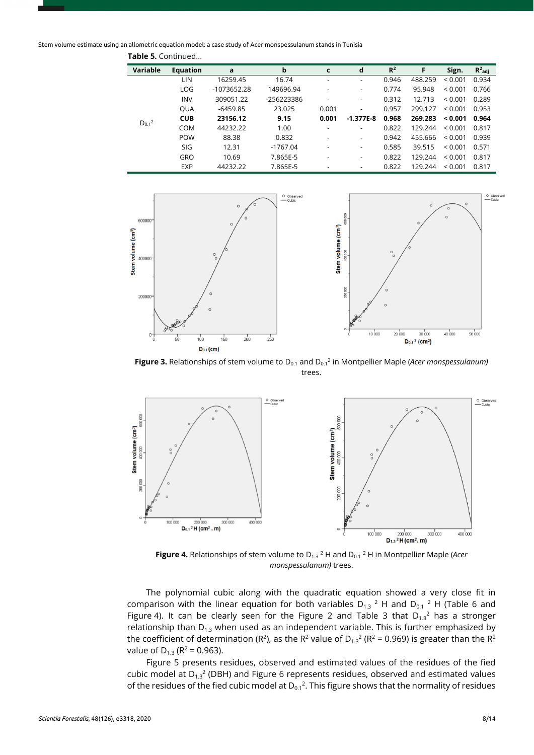**Table 5.** Continued...

| Variable | Equation | a | b | c | d | $R^2$ | F | Sign. | $R^2_{adj}$ |
|---|---|---|---|---|---|---|---|---|---|
| $D_{0.1}^2$ | LIN | 16259.45 | 16.74 | - | - | 0.946 | 488.259 | < 0.001 | 0.934 |
| | LOG | -1073652.28 | 149696.94 | - | - | 0.774 | 95.948 | < 0.001 | 0.766 |
| | INV | 309051.22 | -256223386 | - | - | 0.312 | 12.713 | < 0.001 | 0.289 |
| | QUA | -6459.85 | 23.025 | 0.001 | - | 0.957 | 299.127 | < 0.001 | 0.953 |
| | **CUB** | **23156.12** | **9.15** | **0.001** | **-1.377E-8** | **0.968** | **269.283** | **< 0.001** | **0.964** |
| | COM | 44232.22 | 1.00 | - | - | 0.822 | 129.244 | < 0.001 | 0.817 |
| | POW | 88.38 | 0.832 | - | - | 0.942 | 455.666 | < 0.001 | 0.939 |
| | SIG | 12.31 | -1767.04 | - | - | 0.585 | 39.515 | < 0.001 | 0.571 |
| | GRO | 10.69 | 7.865E-5 | - | - | 0.822 | 129.244 | < 0.001 | 0.817 |
| | EXP | 44232.22 | 7.865E-5 | - | - | 0.822 | 129.244 | < 0.001 | 0.817 |

**Figure 3.** Relationships of stem volume to $D_{0.1}$ and $D_{0.1}^2$ in Montpellier Maple (*Acer monspessulanum)* trees.

**Figure 4.** Relationships of stem volume to $D_{1.3}{}^2$ H and $D_{0.1}{}^2$ H in Montpellier Maple (*Acer monspessulanum)* trees.

The polynomial cubic along with the quadratic equation showed a very close fit in comparison with the linear equation for both variables $D_{1.3}{}^2$ H and $D_{0.1}{}^2$ H (Table 6 and Figure 4). It can be clearly seen for the Figure 2 and Table 3 that $D_{1.3}^2$ has a stronger relationship than $D_{1.3}$ when used as an independent variable. This is further emphasized by the coefficient of determination ($R^2$), as the $R^2$ value of $D_{1.3}^2$ ($R^2 = 0.969$) is greater than the $R^2$ value of $D_{1.3}$ ($R^2 = 0.963$).

Figure 5 presents residues, observed and estimated values of the residues of the fied cubic model at $D_{1.3}^2$ (DBH) and Figure 6 represents residues, observed and estimated values of the residues of the fied cubic model at $D_{0.1}^2$. This figure shows that the normality of residues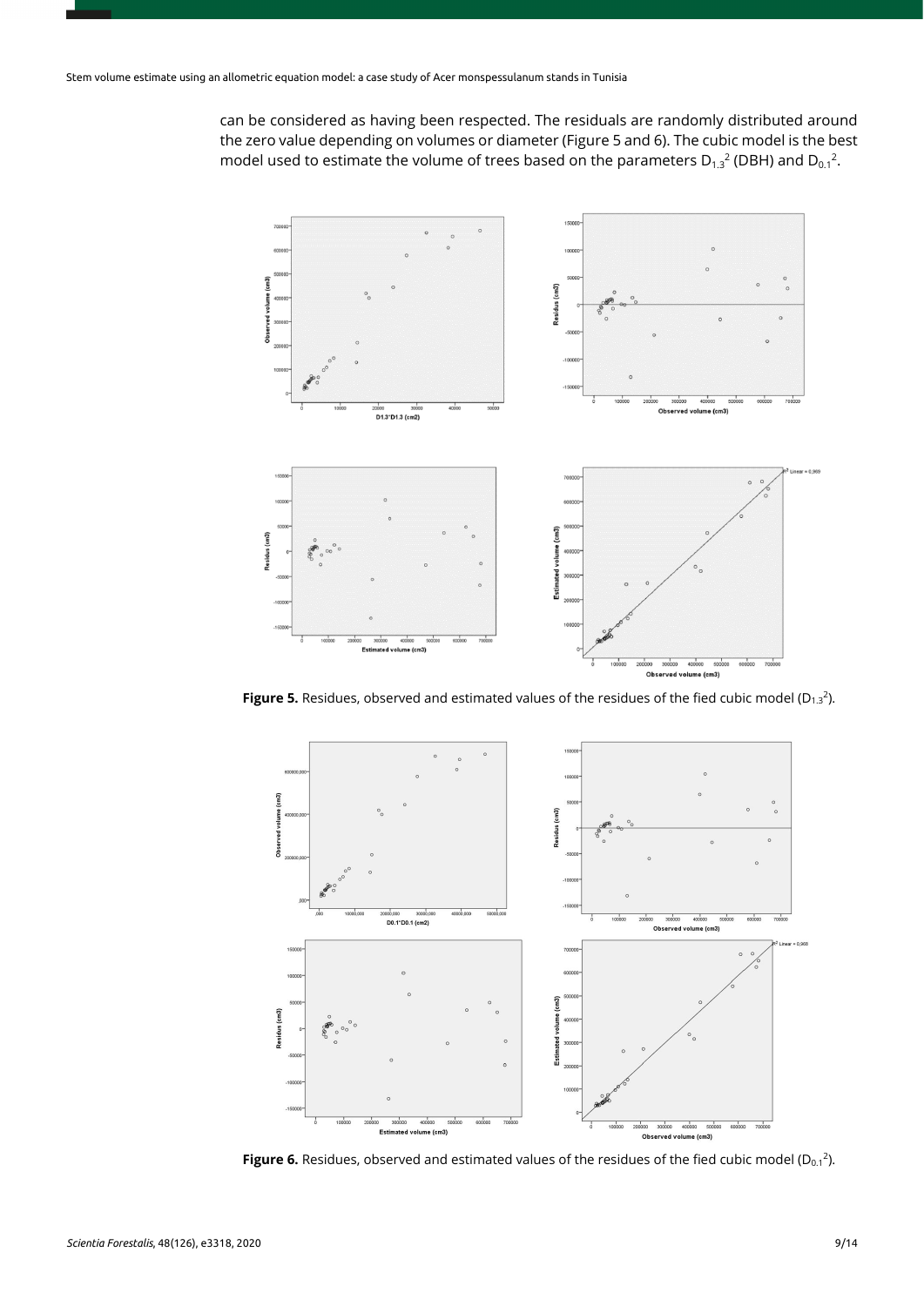can be considered as having been respected. The residuals are randomly distributed around the zero value depending on volumes or diameter (Figure 5 and 6). The cubic model is the best model used to estimate the volume of trees based on the parameters $D_{1.3}^2$ (DBH) and $D_{0.1}^2$.

**Figure 5.** Residues, observed and estimated values of the residues of the fied cubic model ($D_{1.3}^2$).

**Figure 6.** Residues, observed and estimated values of the residues of the fied cubic model ($D_{0.1}^2$).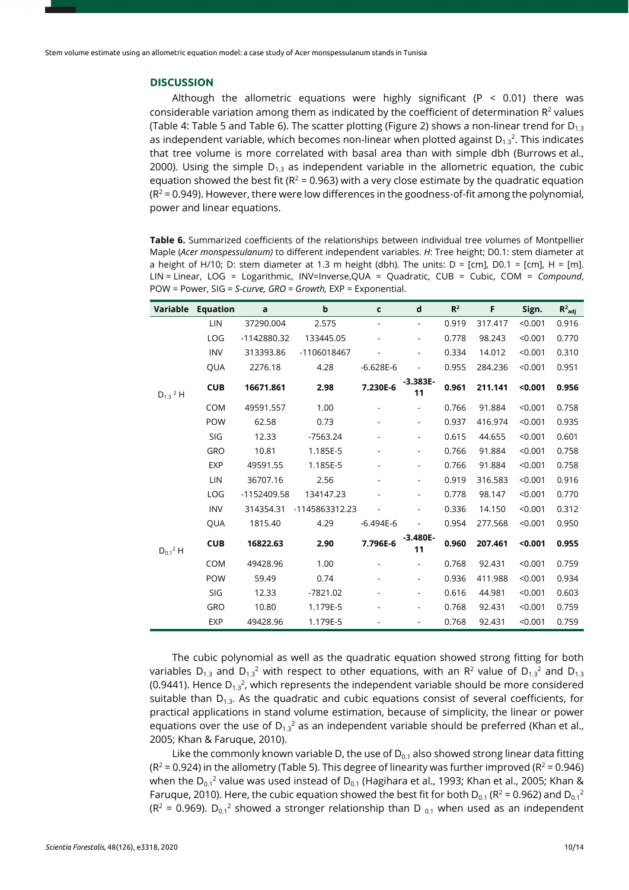## DISCUSSION

Although the allometric equations were highly significant ($P < 0.01$) there was considerable variation among them as indicated by the coefficient of determination $R^2$ values (Table 4: Table 5 and Table 6). The scatter plotting (Figure 2) shows a non-linear trend for $D_{1.3}$ as independent variable, which becomes non-linear when plotted against $D_{1.3}^2$. This indicates that tree volume is more correlated with basal area than with simple dbh (Burrows et al., 2000). Using the simple $D_{1.3}$ as independent variable in the allometric equation, the cubic equation showed the best fit ($R^2 = 0.963$) with a very close estimate by the quadratic equation ($R^2 = 0.949$). However, there were low differences in the goodness-of-fit among the polynomial, power and linear equations.

**Table 6.** Summarized coefficients of the relationships between individual tree volumes of Montpellier Maple (*Acer monspessulanum)* to different independent variables. *H*: Tree height; D0.1: stem diameter at a height of H/10; D: stem diameter at 1.3 m height (dbh). The units: D = [cm], D0.1 = [cm], H = [m]. LIN = Linear, LOG = Logarithmic, INV=Inverse,QUA = Quadratic, CUB = Cubic, COM = *Compound*, POW = Power, SIG = *S-curve, GRO = Growth,* EXP = Exponential.

| Variable | Equation | a | b | c | d | $R^2$ | F | Sign. | $R^2_{adj}$ |
|---|---|---|---|---|---|---|---|---|---|
| $D_{1.3}{}^2 H$ | LIN | 37290.004 | 2.575 | - | - | 0.919 | 317.417 | <0.001 | 0.916 |
| | LOG | -1142880.32 | 133445.05 | | - | 0.778 | 98.243 | <0.001 | 0.770 |
| | INV | 313393.86 | -1106018467 | | - | 0.334 | 14.012 | <0.001 | 0.310 |
| | QUA | 2276.18 | 4.28 | -6.628E-6 | - | 0.955 | 284.236 | <0.001 | 0.951 |
| | **CUB** | **16671.861** | **2.98** | **7.230E-6** | **-3.383E-11** | **0.961** | **211.141** | **<0.001** | **0.956** |
| | COM | 49591.557 | 1.00 | - | - | 0.766 | 91.884 | <0.001 | 0.758 |
| | POW | 62.58 | 0.73 | - | - | 0.937 | 416.974 | <0.001 | 0.935 |
| | SIG | 12.33 | -7563.24 | - | - | 0.615 | 44.655 | <0.001 | 0.601 |
| | GRO | 10.81 | 1.185E-5 | - | - | 0.766 | 91.884 | <0.001 | 0.758 |
| | EXP | 49591.55 | 1.185E-5 | - | - | 0.766 | 91.884 | <0.001 | 0.758 |
| $D_{0.1}{}^2 H$ | LIN | 36707.16 | 2.56 | - | - | 0.919 | 316.583 | <0.001 | 0.916 |
| | LOG | -1152409.58 | 134147.23 | | - | 0.778 | 98.147 | <0.001 | 0.770 |
| | INV | 314354.31 | -1145863312.23 | - | - | 0.336 | 14.150 | <0.001 | 0.312 |
| | QUA | 1815.40 | 4.29 | -6.494E-6 | - | 0.954 | 277.568 | <0.001 | 0.950 |
| | **CUB** | **16822.63** | **2.90** | **7.796E-6** | **-3.480E-11** | **0.960** | **207.461** | **<0.001** | **0.955** |
| | COM | 49428.96 | 1.00 | - | - | 0.768 | 92.431 | <0.001 | 0.759 |
| | POW | 59.49 | 0.74 | - | - | 0.936 | 411.988 | <0.001 | 0.934 |
| | SIG | 12.33 | -7821.02 | - | - | 0.616 | 44.981 | <0.001 | 0.603 |
| | GRO | 10.80 | 1.179E-5 | - | - | 0.768 | 92.431 | <0.001 | 0.759 |
| | EXP | 49428.96 | 1.179E-5 | - | - | 0.768 | 92.431 | <0.001 | 0.759 |

The cubic polynomial as well as the quadratic equation showed strong fitting for both variables $D_{1.3}$ and $D_{1.3}^2$ with respect to other equations, with an $R^2$ value of $D_{1.3}^2$ and $D_{1.3}$ (0.9441). Hence $D_{1.3}^2$, which represents the independent variable should be more considered suitable than $D_{1.3}$. As the quadratic and cubic equations consist of several coefficients, for practical applications in stand volume estimation, because of simplicity, the linear or power equations over the use of $D_{1.3}^2$ as an independent variable should be preferred (Khan et al., 2005; Khan & Faruque, 2010).

Like the commonly known variable D, the use of $D_{0.1}$ also showed strong linear data fitting ($R^2 = 0.924$) in the allometry (Table 5). This degree of linearity was further improved ($R^2 = 0.946$) when the $D_{0.1}^2$ value was used instead of $D_{0.1}$ (Hagihara et al., 1993; Khan et al., 2005; Khan & Faruque, 2010). Here, the cubic equation showed the best fit for both $D_{0.1}$ ($R^2 = 0.962$) and $D_{0.1}^2$ ($R^2 = 0.969$). $D_{0.1}^2$ showed a stronger relationship than $D_{0.1}$ when used as an independent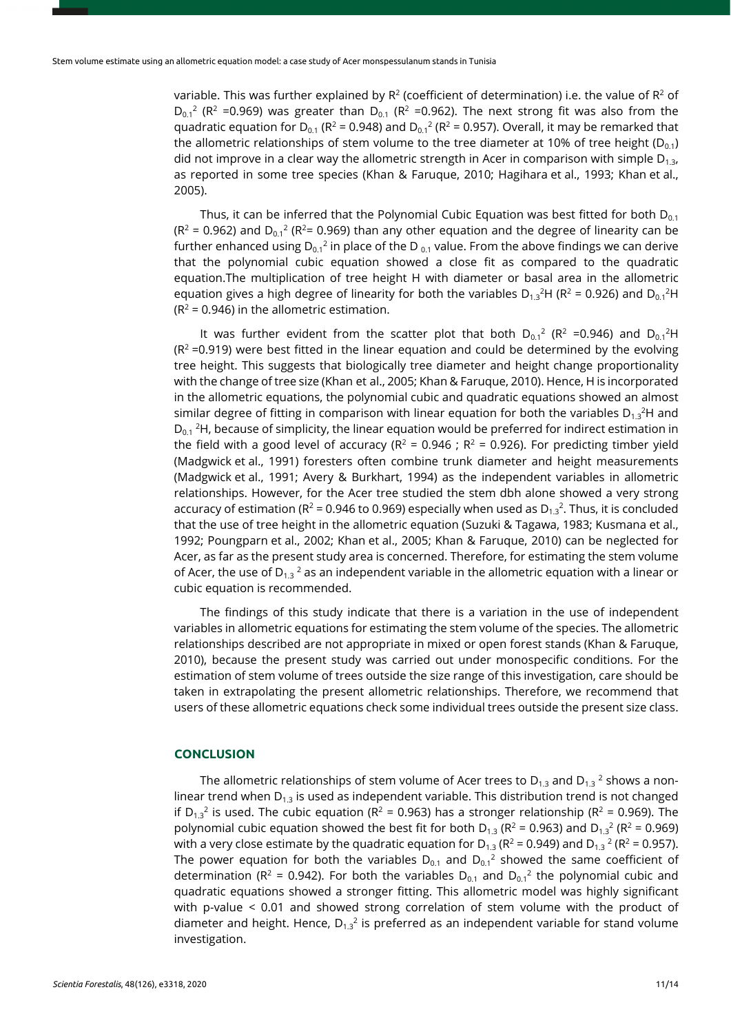variable. This was further explained by $R^2$ (coefficient of determination) i.e. the value of $R^2$ of $D_{0.1}{}^2$ ($R^2$ =0.969) was greater than $D_{0.1}$ ($R^2$ =0.962). The next strong fit was also from the quadratic equation for $D_{0.1}$ ($R^2$ = 0.948) and $D_{0.1}{}^2$ ($R^2$ = 0.957). Overall, it may be remarked that the allometric relationships of stem volume to the tree diameter at 10% of tree height ($D_{0.1}$) did not improve in a clear way the allometric strength in Acer in comparison with simple $D_{1.3}$, as reported in some tree species (Khan & Faruque, 2010; Hagihara et al., 1993; Khan et al., 2005).

Thus, it can be inferred that the Polynomial Cubic Equation was best fitted for both $D_{0.1}$ ($R^2$ = 0.962) and $D_{0.1}{}^2$ ($R^2$= 0.969) than any other equation and the degree of linearity can be further enhanced using $D_{0.1}{}^2$ in place of the $D_{0.1}$ value. From the above findings we can derive that the polynomial cubic equation showed a close fit as compared to the quadratic equation.The multiplication of tree height H with diameter or basal area in the allometric equation gives a high degree of linearity for both the variables $D_{1.3}{}^2H$ ($R^2$ = 0.926) and $D_{0.1}{}^2H$ ($R^2$ = 0.946) in the allometric estimation.

It was further evident from the scatter plot that both $D_{0.1}{}^2$ ($R^2$ =0.946) and $D_{0.1}{}^2H$ ($R^2$ =0.919) were best fitted in the linear equation and could be determined by the evolving tree height. This suggests that biologically tree diameter and height change proportionality with the change of tree size (Khan et al., 2005; Khan & Faruque, 2010). Hence, H is incorporated in the allometric equations, the polynomial cubic and quadratic equations showed an almost similar degree of fitting in comparison with linear equation for both the variables $D_{1.3}{}^2H$ and $D_{0.1}{}^2H$, because of simplicity, the linear equation would be preferred for indirect estimation in the field with a good level of accuracy ($R^2$ = 0.946 ; $R^2$ = 0.926). For predicting timber yield (Madgwick et al., 1991) foresters often combine trunk diameter and height measurements (Madgwick et al., 1991; Avery & Burkhart, 1994) as the independent variables in allometric relationships. However, for the Acer tree studied the stem dbh alone showed a very strong accuracy of estimation ($R^2$ = 0.946 to 0.969) especially when used as $D_{1.3}{}^2$. Thus, it is concluded that the use of tree height in the allometric equation (Suzuki & Tagawa, 1983; Kusmana et al., 1992; Poungparn et al., 2002; Khan et al., 2005; Khan & Faruque, 2010) can be neglected for Acer, as far as the present study area is concerned. Therefore, for estimating the stem volume of Acer, the use of $D_{1.3}{}^2$ as an independent variable in the allometric equation with a linear or cubic equation is recommended.

The findings of this study indicate that there is a variation in the use of independent variables in allometric equations for estimating the stem volume of the species. The allometric relationships described are not appropriate in mixed or open forest stands (Khan & Faruque, 2010), because the present study was carried out under monospecific conditions. For the estimation of stem volume of trees outside the size range of this investigation, care should be taken in extrapolating the present allometric relationships. Therefore, we recommend that users of these allometric equations check some individual trees outside the present size class.

## CONCLUSION

The allometric relationships of stem volume of Acer trees to $D_{1.3}$ and $D_{1.3}{}^2$ shows a non-linear trend when $D_{1.3}$ is used as independent variable. This distribution trend is not changed if $D_{1.3}{}^2$ is used. The cubic equation ($R^2$ = 0.963) has a stronger relationship ($R^2$ = 0.969). The polynomial cubic equation showed the best fit for both $D_{1.3}$ ($R^2$ = 0.963) and $D_{1.3}{}^2$ ($R^2$ = 0.969) with a very close estimate by the quadratic equation for $D_{1.3}$ ($R^2$ = 0.949) and $D_{1.3}{}^2$ ($R^2$ = 0.957). The power equation for both the variables $D_{0.1}$ and $D_{0.1}{}^2$ showed the same coefficient of determination ($R^2$ = 0.942). For both the variables $D_{0.1}$ and $D_{0.1}{}^2$ the polynomial cubic and quadratic equations showed a stronger fitting. This allometric model was highly significant with p-value < 0.01 and showed strong correlation of stem volume with the product of diameter and height. Hence, $D_{1.3}{}^2$ is preferred as an independent variable for stand volume investigation.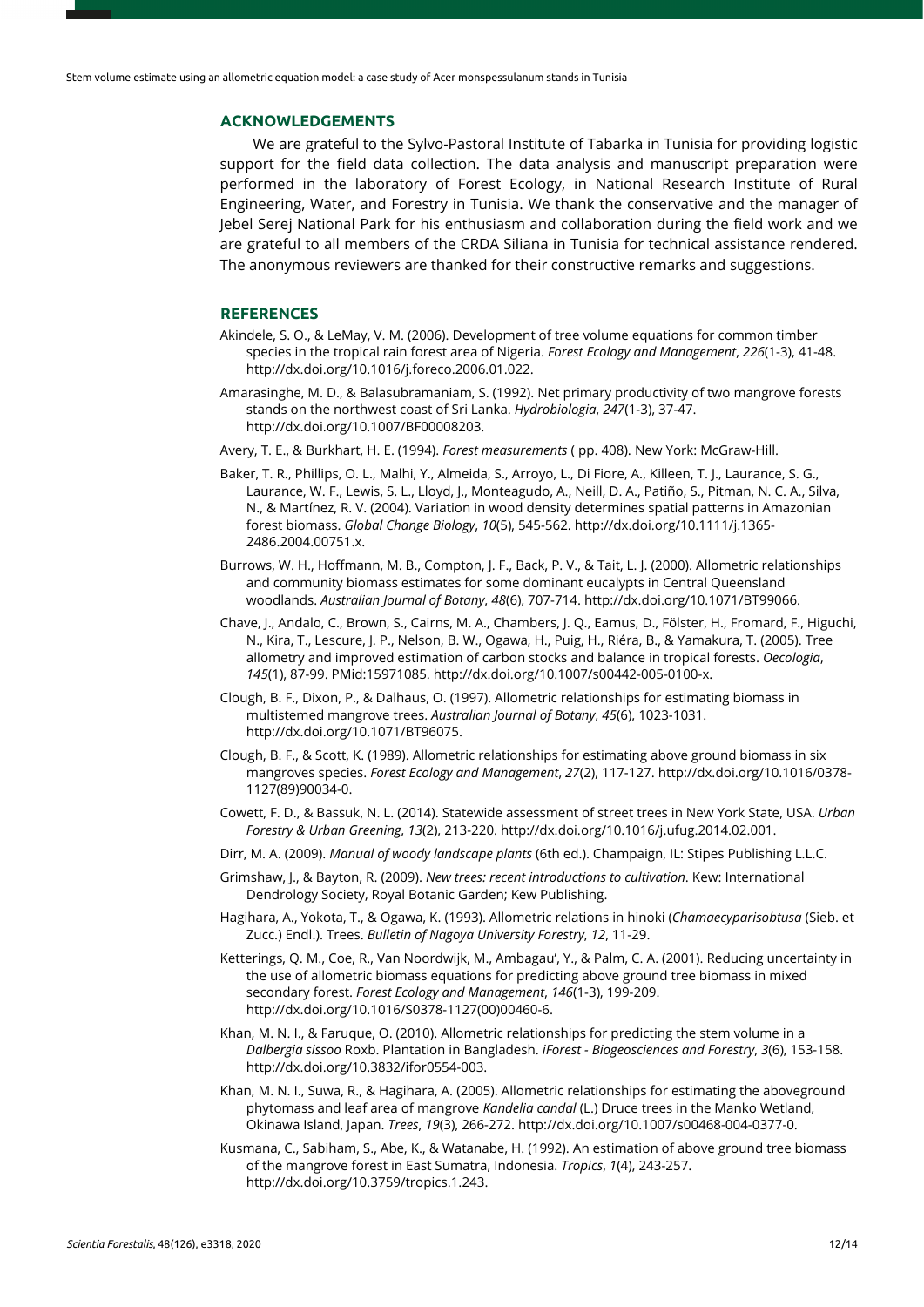## ACKNOWLEDGEMENTS

We are grateful to the Sylvo-Pastoral Institute of Tabarka in Tunisia for providing logistic support for the field data collection. The data analysis and manuscript preparation were performed in the laboratory of Forest Ecology, in National Research Institute of Rural Engineering, Water, and Forestry in Tunisia. We thank the conservative and the manager of Jebel Serej National Park for his enthusiasm and collaboration during the field work and we are grateful to all members of the CRDA Siliana in Tunisia for technical assistance rendered. The anonymous reviewers are thanked for their constructive remarks and suggestions.

## REFERENCES

Akindele, S. O., & LeMay, V. M. (2006). Development of tree volume equations for common timber species in the tropical rain forest area of Nigeria. *Forest Ecology and Management*, *226*(1-3), 41-48. http://dx.doi.org/10.1016/j.foreco.2006.01.022.

Amarasinghe, M. D., & Balasubramaniam, S. (1992). Net primary productivity of two mangrove forests stands on the northwest coast of Sri Lanka. *Hydrobiologia*, *247*(1-3), 37-47. http://dx.doi.org/10.1007/BF00008203.

Avery, T. E., & Burkhart, H. E. (1994). *Forest measurements* ( pp. 408). New York: McGraw-Hill.

Baker, T. R., Phillips, O. L., Malhi, Y., Almeida, S., Arroyo, L., Di Fiore, A., Killeen, T. J., Laurance, S. G., Laurance, W. F., Lewis, S. L., Lloyd, J., Monteagudo, A., Neill, D. A., Patiño, S., Pitman, N. C. A., Silva, N., & Martínez, R. V. (2004). Variation in wood density determines spatial patterns in Amazonian forest biomass. *Global Change Biology*, *10*(5), 545-562. http://dx.doi.org/10.1111/j.1365-2486.2004.00751.x.

Burrows, W. H., Hoffmann, M. B., Compton, J. F., Back, P. V., & Tait, L. J. (2000). Allometric relationships and community biomass estimates for some dominant eucalypts in Central Queensland woodlands. *Australian Journal of Botany*, *48*(6), 707-714. http://dx.doi.org/10.1071/BT99066.

Chave, J., Andalo, C., Brown, S., Cairns, M. A., Chambers, J. Q., Eamus, D., Fölster, H., Fromard, F., Higuchi, N., Kira, T., Lescure, J. P., Nelson, B. W., Ogawa, H., Puig, H., Riéra, B., & Yamakura, T. (2005). Tree allometry and improved estimation of carbon stocks and balance in tropical forests. *Oecologia*, *145*(1), 87-99. PMid:15971085. http://dx.doi.org/10.1007/s00442-005-0100-x.

Clough, B. F., Dixon, P., & Dalhaus, O. (1997). Allometric relationships for estimating biomass in multistemed mangrove trees. *Australian Journal of Botany*, *45*(6), 1023-1031. http://dx.doi.org/10.1071/BT96075.

Clough, B. F., & Scott, K. (1989). Allometric relationships for estimating above ground biomass in six mangroves species. *Forest Ecology and Management*, *27*(2), 117-127. http://dx.doi.org/10.1016/0378-1127(89)90034-0.

Cowett, F. D., & Bassuk, N. L. (2014). Statewide assessment of street trees in New York State, USA. *Urban Forestry & Urban Greening*, *13*(2), 213-220. http://dx.doi.org/10.1016/j.ufug.2014.02.001.

Dirr, M. A. (2009). *Manual of woody landscape plants* (6th ed.). Champaign, IL: Stipes Publishing L.L.C.

Grimshaw, J., & Bayton, R. (2009). *New trees: recent introductions to cultivation*. Kew: International Dendrology Society, Royal Botanic Garden; Kew Publishing.

Hagihara, A., Yokota, T., & Ogawa, K. (1993). Allometric relations in hinoki (*Chamaecyparisobtusa* (Sieb. et Zucc.) Endl.). Trees. *Bulletin of Nagoya University Forestry*, *12*, 11-29.

Ketterings, Q. M., Coe, R., Van Noordwijk, M., Ambagau', Y., & Palm, C. A. (2001). Reducing uncertainty in the use of allometric biomass equations for predicting above ground tree biomass in mixed secondary forest. *Forest Ecology and Management*, *146*(1-3), 199-209. http://dx.doi.org/10.1016/S0378-1127(00)00460-6.

Khan, M. N. I., & Faruque, O. (2010). Allometric relationships for predicting the stem volume in a *Dalbergia sissoo* Roxb. Plantation in Bangladesh. *iForest - Biogeosciences and Forestry*, *3*(6), 153-158. http://dx.doi.org/10.3832/ifor0554-003.

Khan, M. N. I., Suwa, R., & Hagihara, A. (2005). Allometric relationships for estimating the aboveground phytomass and leaf area of mangrove *Kandelia candal* (L.) Druce trees in the Manko Wetland, Okinawa Island, Japan. *Trees*, *19*(3), 266-272. http://dx.doi.org/10.1007/s00468-004-0377-0.

Kusmana, C., Sabiham, S., Abe, K., & Watanabe, H. (1992). An estimation of above ground tree biomass of the mangrove forest in East Sumatra, Indonesia. *Tropics*, *1*(4), 243-257. http://dx.doi.org/10.3759/tropics.1.243.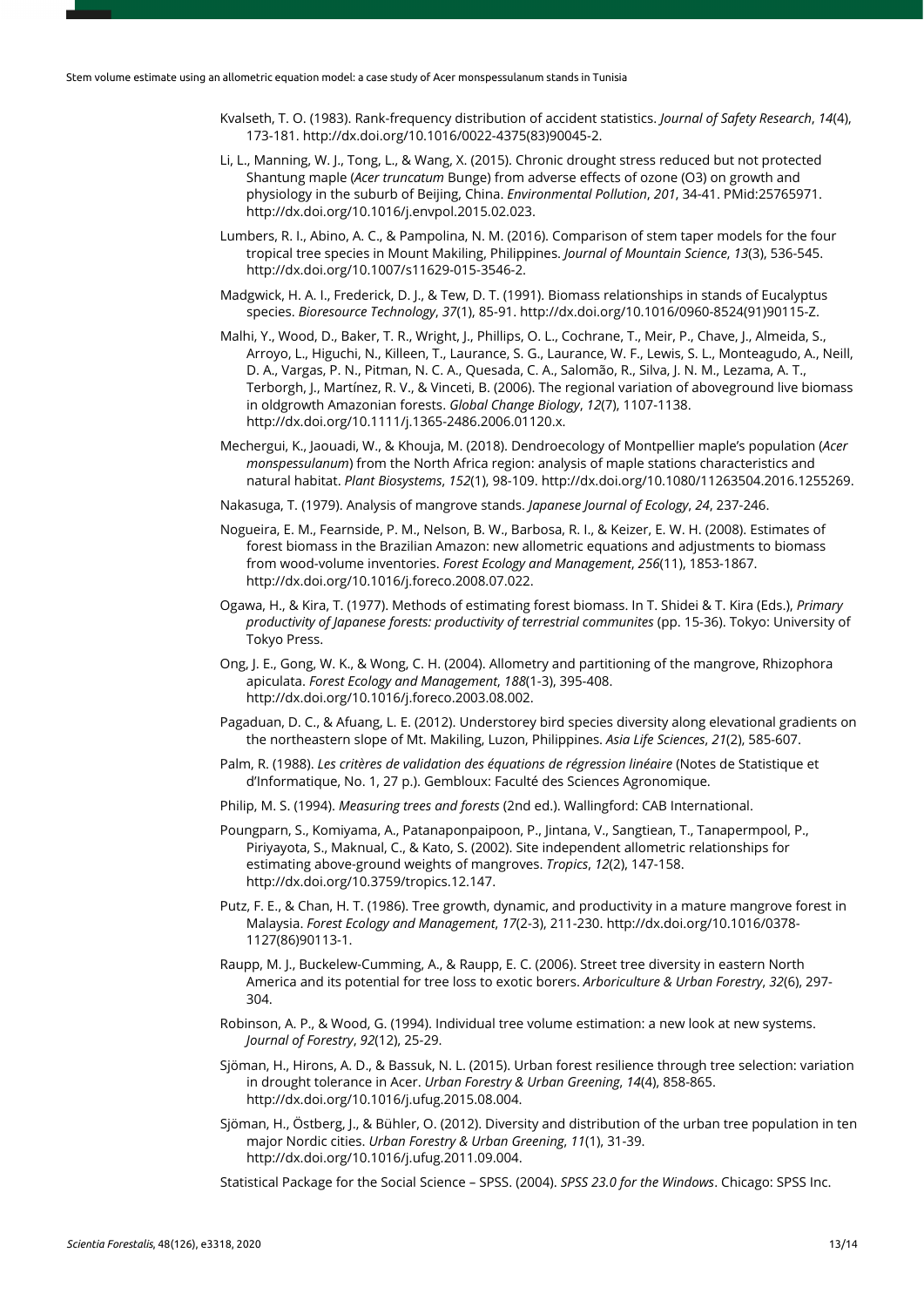Kvalseth, T. O. (1983). Rank-frequency distribution of accident statistics. *Journal of Safety Research*, *14*(4), 173-181. http://dx.doi.org/10.1016/0022-4375(83)90045-2.

Li, L., Manning, W. J., Tong, L., & Wang, X. (2015). Chronic drought stress reduced but not protected Shantung maple (*Acer truncatum* Bunge) from adverse effects of ozone (O3) on growth and physiology in the suburb of Beijing, China. *Environmental Pollution*, *201*, 34-41. PMid:25765971. http://dx.doi.org/10.1016/j.envpol.2015.02.023.

Lumbers, R. I., Abino, A. C., & Pampolina, N. M. (2016). Comparison of stem taper models for the four tropical tree species in Mount Makiling, Philippines. *Journal of Mountain Science*, *13*(3), 536-545. http://dx.doi.org/10.1007/s11629-015-3546-2.

Madgwick, H. A. I., Frederick, D. J., & Tew, D. T. (1991). Biomass relationships in stands of Eucalyptus species. *Bioresource Technology*, *37*(1), 85-91. http://dx.doi.org/10.1016/0960-8524(91)90115-Z.

Malhi, Y., Wood, D., Baker, T. R., Wright, J., Phillips, O. L., Cochrane, T., Meir, P., Chave, J., Almeida, S., Arroyo, L., Higuchi, N., Killeen, T., Laurance, S. G., Laurance, W. F., Lewis, S. L., Monteagudo, A., Neill, D. A., Vargas, P. N., Pitman, N. C. A., Quesada, C. A., Salomão, R., Silva, J. N. M., Lezama, A. T., Terborgh, J., Martínez, R. V., & Vinceti, B. (2006). The regional variation of aboveground live biomass in oldgrowth Amazonian forests. *Global Change Biology*, *12*(7), 1107-1138. http://dx.doi.org/10.1111/j.1365-2486.2006.01120.x.

Mechergui, K., Jaouadi, W., & Khouja, M. (2018). Dendroecology of Montpellier maple's population (*Acer monspessulanum*) from the North Africa region: analysis of maple stations characteristics and natural habitat. *Plant Biosystems*, *152*(1), 98-109. http://dx.doi.org/10.1080/11263504.2016.1255269.

Nakasuga, T. (1979). Analysis of mangrove stands. *Japanese Journal of Ecology*, *24*, 237-246.

Nogueira, E. M., Fearnside, P. M., Nelson, B. W., Barbosa, R. I., & Keizer, E. W. H. (2008). Estimates of forest biomass in the Brazilian Amazon: new allometric equations and adjustments to biomass from wood-volume inventories. *Forest Ecology and Management*, *256*(11), 1853-1867. http://dx.doi.org/10.1016/j.foreco.2008.07.022.

Ogawa, H., & Kira, T. (1977). Methods of estimating forest biomass. In T. Shidei & T. Kira (Eds.), *Primary productivity of Japanese forests: productivity of terrestrial communites* (pp. 15-36). Tokyo: University of Tokyo Press.

Ong, J. E., Gong, W. K., & Wong, C. H. (2004). Allometry and partitioning of the mangrove, Rhizophora apiculata. *Forest Ecology and Management*, *188*(1-3), 395-408. http://dx.doi.org/10.1016/j.foreco.2003.08.002.

Pagaduan, D. C., & Afuang, L. E. (2012). Understorey bird species diversity along elevational gradients on the northeastern slope of Mt. Makiling, Luzon, Philippines. *Asia Life Sciences*, *21*(2), 585-607.

Palm, R. (1988). *Les critères de validation des équations de régression linéaire* (Notes de Statistique et d'Informatique, No. 1, 27 p.). Gembloux: Faculté des Sciences Agronomique.

Philip, M. S. (1994). *Measuring trees and forests* (2nd ed.). Wallingford: CAB International.

Poungparn, S., Komiyama, A., Patanaponpaipoon, P., Jintana, V., Sangtiean, T., Tanapermpool, P., Piriyayota, S., Maknual, C., & Kato, S. (2002). Site independent allometric relationships for estimating above-ground weights of mangroves. *Tropics*, *12*(2), 147-158. http://dx.doi.org/10.3759/tropics.12.147.

Putz, F. E., & Chan, H. T. (1986). Tree growth, dynamic, and productivity in a mature mangrove forest in Malaysia. *Forest Ecology and Management*, *17*(2-3), 211-230. http://dx.doi.org/10.1016/0378-1127(86)90113-1.

Raupp, M. J., Buckelew-Cumming, A., & Raupp, E. C. (2006). Street tree diversity in eastern North America and its potential for tree loss to exotic borers. *Arboriculture & Urban Forestry*, *32*(6), 297-304.

Robinson, A. P., & Wood, G. (1994). Individual tree volume estimation: a new look at new systems. *Journal of Forestry*, *92*(12), 25-29.

Sjöman, H., Hirons, A. D., & Bassuk, N. L. (2015). Urban forest resilience through tree selection: variation in drought tolerance in Acer. *Urban Forestry & Urban Greening*, *14*(4), 858-865. http://dx.doi.org/10.1016/j.ufug.2015.08.004.

Sjöman, H., Östberg, J., & Bühler, O. (2012). Diversity and distribution of the urban tree population in ten major Nordic cities. *Urban Forestry & Urban Greening*, *11*(1), 31-39. http://dx.doi.org/10.1016/j.ufug.2011.09.004.

Statistical Package for the Social Science – SPSS. (2004). *SPSS 23.0 for the Windows*. Chicago: SPSS Inc.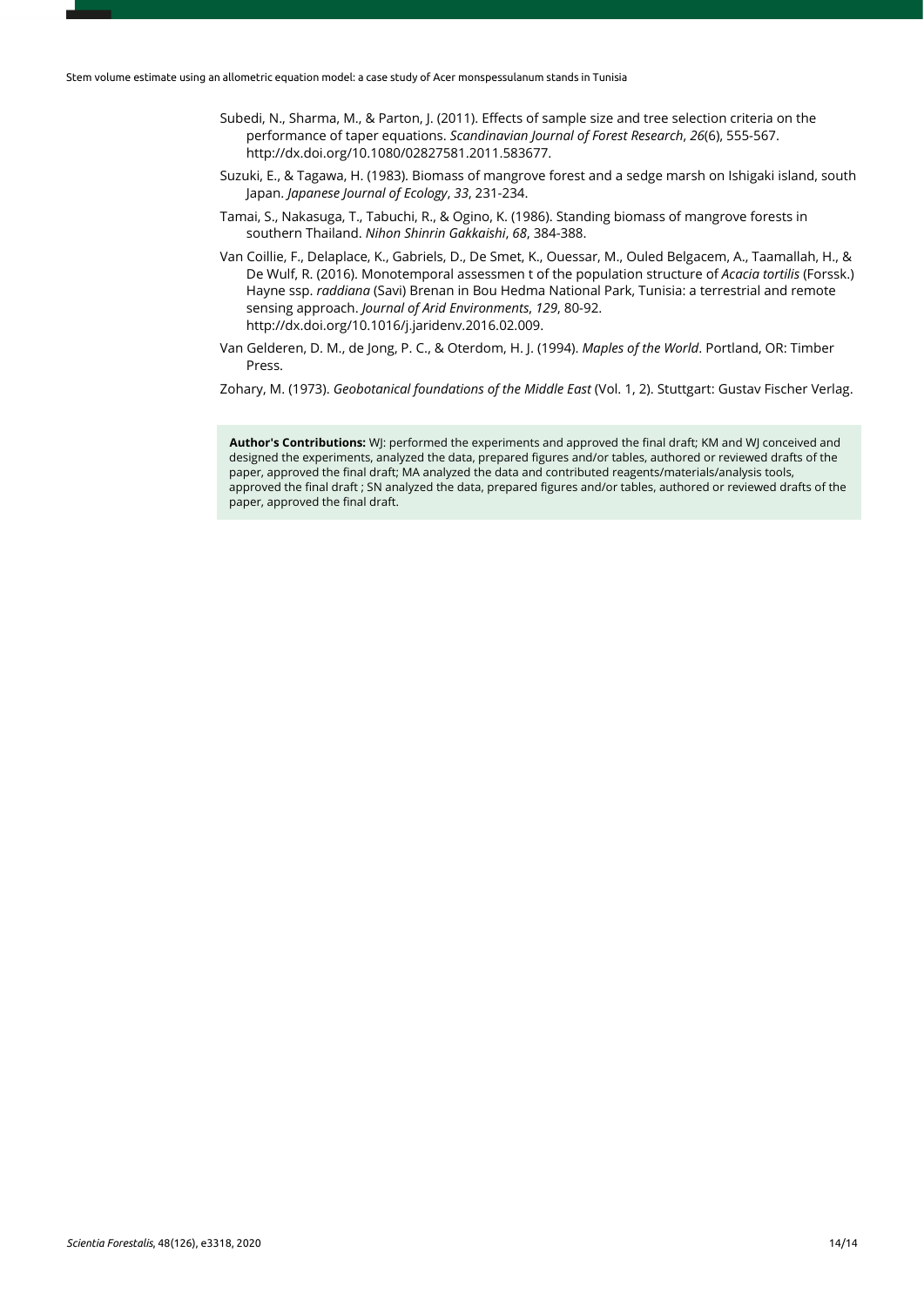Subedi, N., Sharma, M., & Parton, J. (2011). Effects of sample size and tree selection criteria on the performance of taper equations. *Scandinavian Journal of Forest Research*, *26*(6), 555-567. http://dx.doi.org/10.1080/02827581.2011.583677.

Suzuki, E., & Tagawa, H. (1983). Biomass of mangrove forest and a sedge marsh on Ishigaki island, south Japan. *Japanese Journal of Ecology*, *33*, 231-234.

Tamai, S., Nakasuga, T., Tabuchi, R., & Ogino, K. (1986). Standing biomass of mangrove forests in southern Thailand. *Nihon Shinrin Gakkaishi*, *68*, 384-388.

Van Coillie, F., Delaplace, K., Gabriels, D., De Smet, K., Ouessar, M., Ouled Belgacem, A., Taamallah, H., & De Wulf, R. (2016). Monotemporal assessmen t of the population structure of *Acacia tortilis* (Forssk.) Hayne ssp. *raddiana* (Savi) Brenan in Bou Hedma National Park, Tunisia: a terrestrial and remote sensing approach. *Journal of Arid Environments*, *129*, 80-92. http://dx.doi.org/10.1016/j.jaridenv.2016.02.009.

Van Gelderen, D. M., de Jong, P. C., & Oterdom, H. J. (1994). *Maples of the World*. Portland, OR: Timber Press.

Zohary, M. (1973). *Geobotanical foundations of the Middle East* (Vol. 1, 2). Stuttgart: Gustav Fischer Verlag.

**Author's Contributions:** WJ: performed the experiments and approved the final draft; KM and WJ conceived and designed the experiments, analyzed the data, prepared figures and/or tables, authored or reviewed drafts of the paper, approved the final draft; MA analyzed the data and contributed reagents/materials/analysis tools, approved the final draft ; SN analyzed the data, prepared figures and/or tables, authored or reviewed drafts of the paper, approved the final draft.